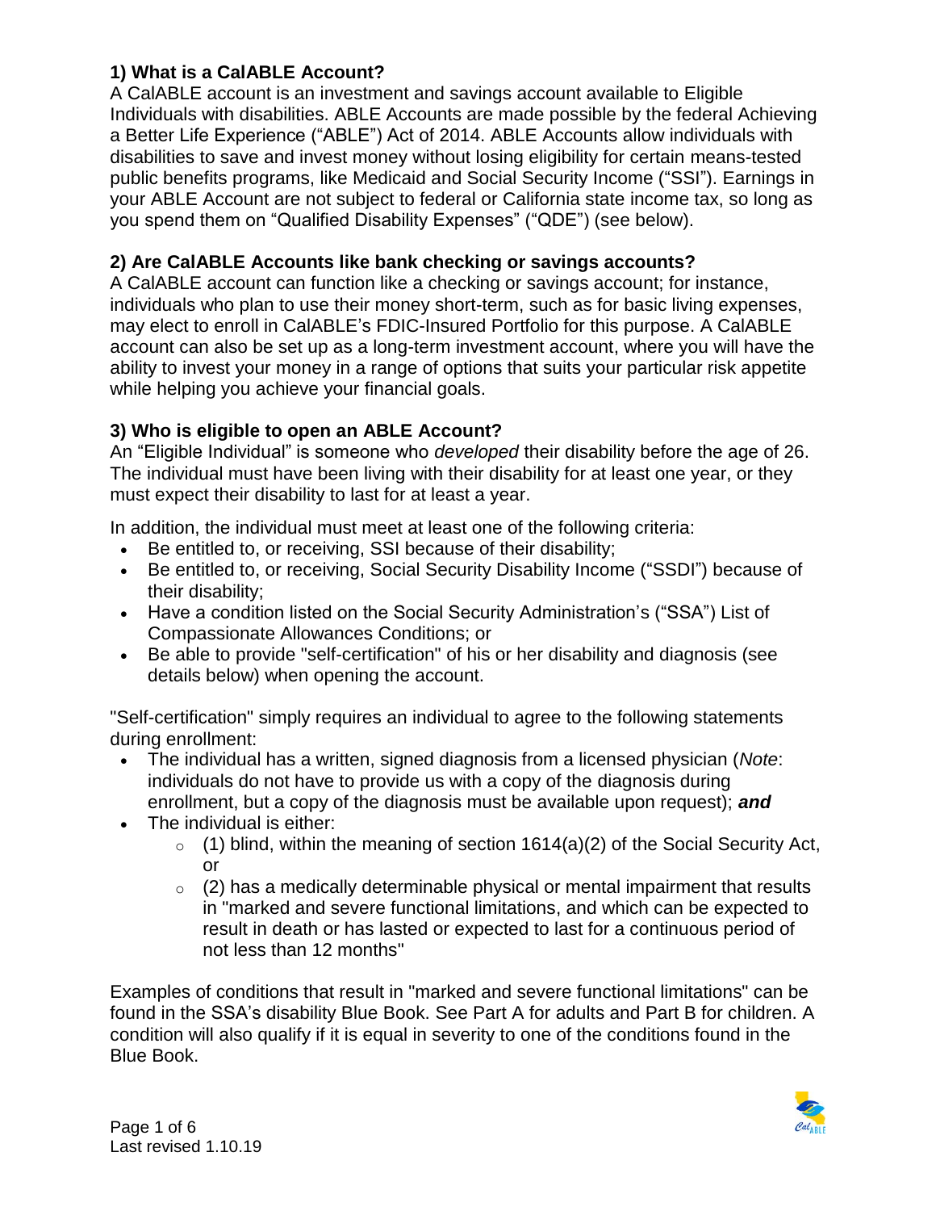### 1) What is a CalABLE Account?

A CalABLE account is an investment and savings account available to Eligible Individuals with disabilities. ABLE Accounts are made possible by the federal Achieving a Better Life Experience ("ABLE") Act of 2014. ABLE Accounts allow individuals with disabilities to save and invest money without losing eligibility for certain means-tested public benefits programs, like Medicaid and Social Security Income ("SSI"). Earnings in your ABLE Account are not subject to federal or California state income tax, so long as you spend them on "Qualified Disability Expenses" ("QDE") (see below).

### 2) Are CalABLE Accounts like bank checking or savings accounts?

A CalABLE account can function like a checking or savings account; for instance, individuals who plan to use their money short-term, such as for basic living expenses, may elect to enroll in CalABLE's FDIC-Insured Portfolio for this purpose. A CalABLE account can also be set up as a long-term investment account, where you will have the ability to invest your money in a range of options that suits your particular risk appetite while helping you achieve your financial goals.

### 3) Who is eligible to open an ABLE Account?

An "Eligible Individual" is someone who *developed* their disability before the age of 26. The individual must have been living with their disability for at least one year, or they must expect their disability to last for at least a year.

In addition, the individual must meet at least one of the following criteria:

- Be entitled to, or receiving, SSI because of their disability;
- Be entitled to, or receiving, Social Security Disability Income ("SSDI") because of their disability;
- Have a condition listed on the Social Security Administration's ("SSA") List of Compassionate Allowances Conditions; or
- Be able to provide "self-certification" of his or her disability and diagnosis (see details below) when opening the account.

"Self-certification" simply requires an individual to agree to the following statements during enrollment:

- The individual has a written, signed diagnosis from a licensed physician (*Note*: individuals do not have to provide us with a copy of the diagnosis during enrollment, but a copy of the diagnosis must be available upon request); ***and***
- The individual is either:
    - (1) blind, within the meaning of section 1614(a)(2) of the Social Security Act, or
    - (2) has a medically determinable physical or mental impairment that results in "marked and severe functional limitations, and which can be expected to result in death or has lasted or expected to last for a continuous period of not less than 12 months"

Examples of conditions that result in "marked and severe functional limitations" can be found in the SSA's disability Blue Book. See Part A for adults and Part B for children. A condition will also qualify if it is equal in severity to one of the conditions found in the Blue Book.

Last revised 1.10.19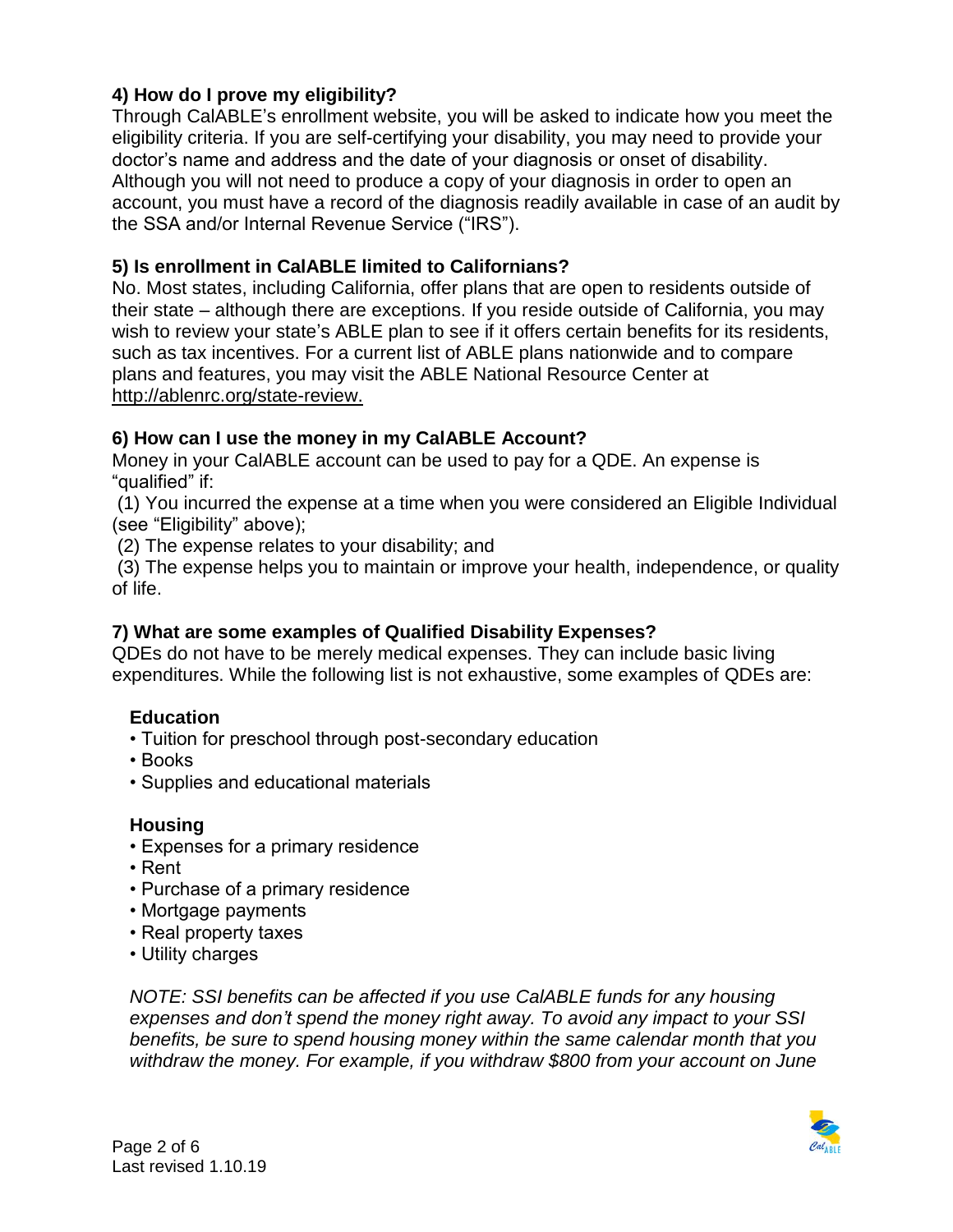### 4) How do I prove my eligibility?

Through CalABLE's enrollment website, you will be asked to indicate how you meet the eligibility criteria. If you are self-certifying your disability, you may need to provide your doctor's name and address and the date of your diagnosis or onset of disability. Although you will not need to produce a copy of your diagnosis in order to open an account, you must have a record of the diagnosis readily available in case of an audit by the SSA and/or Internal Revenue Service ("IRS").

### 5) Is enrollment in CalABLE limited to Californians?

No. Most states, including California, offer plans that are open to residents outside of their state – although there are exceptions. If you reside outside of California, you may wish to review your state's ABLE plan to see if it offers certain benefits for its residents, such as tax incentives. For a current list of ABLE plans nationwide and to compare plans and features, you may visit the ABLE National Resource Center at http://ablenrc.org/state-review.

### 6) How can I use the money in my CalABLE Account?

Money in your CalABLE account can be used to pay for a QDE. An expense is "qualified" if:

(1) You incurred the expense at a time when you were considered an Eligible Individual (see "Eligibility" above);

(2) The expense relates to your disability; and

(3) The expense helps you to maintain or improve your health, independence, or quality of life.

### 7) What are some examples of Qualified Disability Expenses?

QDEs do not have to be merely medical expenses. They can include basic living expenditures. While the following list is not exhaustive, some examples of QDEs are:

**Education**

- Tuition for preschool through post-secondary education
- Books
- Supplies and educational materials

**Housing**

- Expenses for a primary residence
- Rent
- Purchase of a primary residence
- Mortgage payments
- Real property taxes
- Utility charges

*NOTE: SSI benefits can be affected if you use CalABLE funds for any housing expenses and don't spend the money right away. To avoid any impact to your SSI benefits, be sure to spend housing money within the same calendar month that you withdraw the money. For example, if you withdraw $800 from your account on June*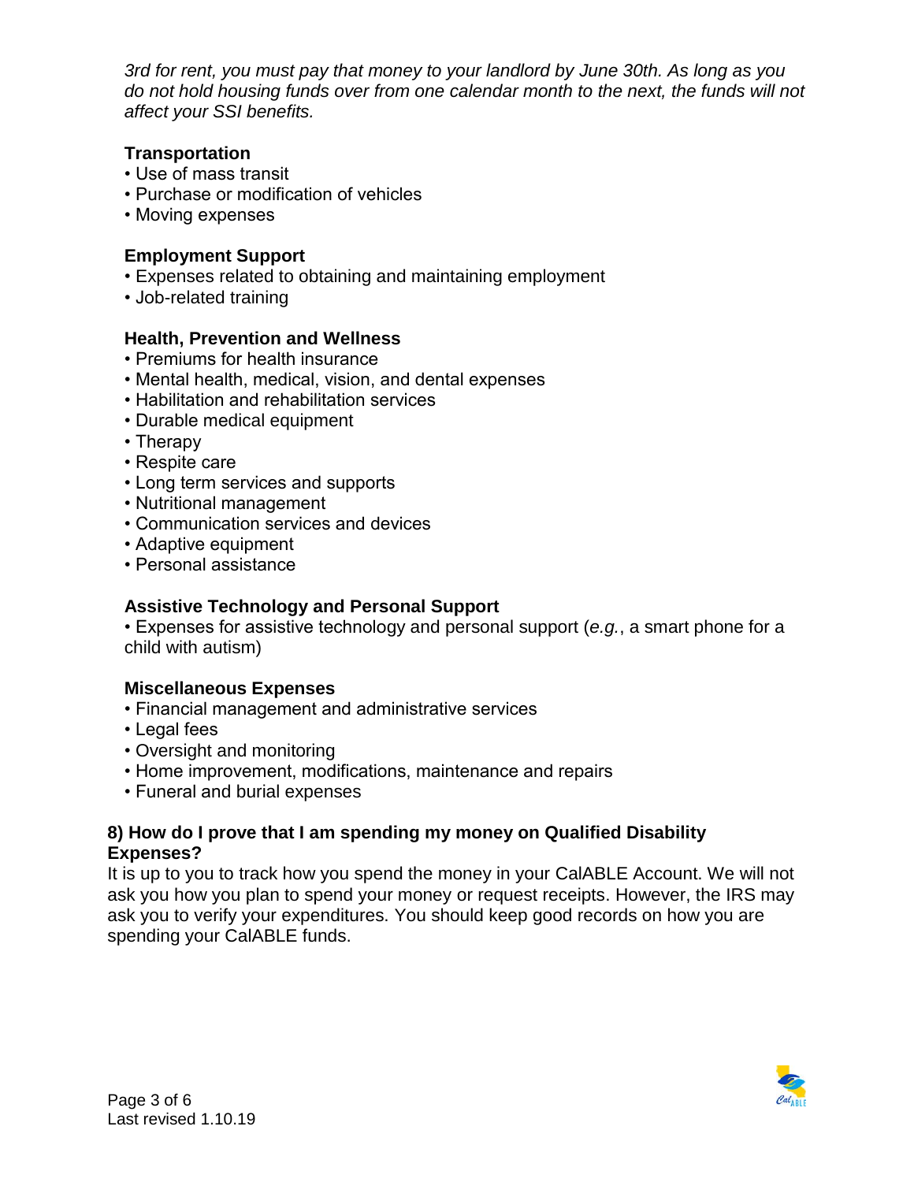*3rd for rent, you must pay that money to your landlord by June 30th. As long as you do not hold housing funds over from one calendar month to the next, the funds will not affect your SSI benefits.*

**Transportation**

- Use of mass transit
- Purchase or modification of vehicles
- Moving expenses

**Employment Support**

- Expenses related to obtaining and maintaining employment
- Job-related training

**Health, Prevention and Wellness**

- Premiums for health insurance
- Mental health, medical, vision, and dental expenses
- Habilitation and rehabilitation services
- Durable medical equipment
- Therapy
- Respite care
- Long term services and supports
- Nutritional management
- Communication services and devices
- Adaptive equipment
- Personal assistance

**Assistive Technology and Personal Support**

- Expenses for assistive technology and personal support (*e.g.*, a smart phone for a child with autism)

**Miscellaneous Expenses**

- Financial management and administrative services
- Legal fees
- Oversight and monitoring
- Home improvement, modifications, maintenance and repairs
- Funeral and burial expenses

### 8) How do I prove that I am spending my money on Qualified Disability Expenses?

It is up to you to track how you spend the money in your CalABLE Account. We will not ask you how you plan to spend your money or request receipts. However, the IRS may ask you to verify your expenditures. You should keep good records on how you are spending your CalABLE funds.

Last revised 1.10.19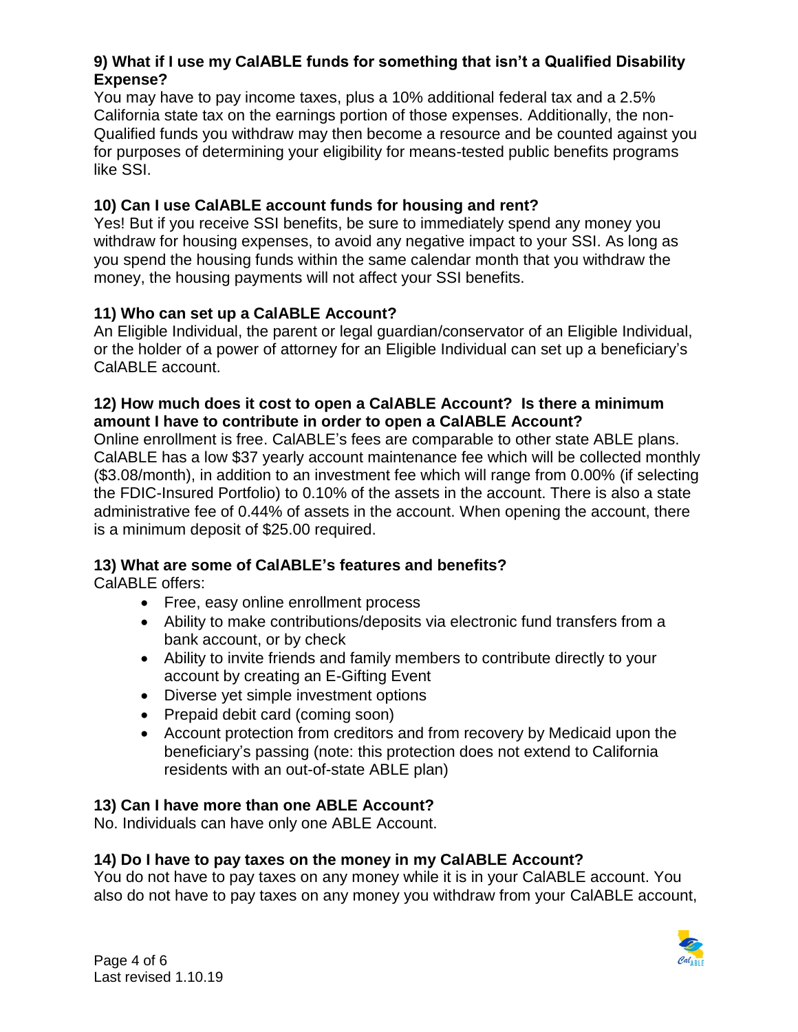**9) What if I use my CalABLE funds for something that isn't a Qualified Disability Expense?**

You may have to pay income taxes, plus a 10% additional federal tax and a 2.5% California state tax on the earnings portion of those expenses. Additionally, the non-Qualified funds you withdraw may then become a resource and be counted against you for purposes of determining your eligibility for means-tested public benefits programs like SSI.

**10) Can I use CalABLE account funds for housing and rent?**

Yes! But if you receive SSI benefits, be sure to immediately spend any money you withdraw for housing expenses, to avoid any negative impact to your SSI. As long as you spend the housing funds within the same calendar month that you withdraw the money, the housing payments will not affect your SSI benefits.

**11) Who can set up a CalABLE Account?**

An Eligible Individual, the parent or legal guardian/conservator of an Eligible Individual, or the holder of a power of attorney for an Eligible Individual can set up a beneficiary's CalABLE account.

**12) How much does it cost to open a CalABLE Account? Is there a minimum amount I have to contribute in order to open a CalABLE Account?**

Online enrollment is free. CalABLE's fees are comparable to other state ABLE plans. CalABLE has a low $37 yearly account maintenance fee which will be collected monthly ($3.08/month), in addition to an investment fee which will range from 0.00% (if selecting the FDIC-Insured Portfolio) to 0.10% of the assets in the account. There is also a state administrative fee of 0.44% of assets in the account. When opening the account, there is a minimum deposit of $25.00 required.

**13) What are some of CalABLE's features and benefits?**

CalABLE offers:

- Free, easy online enrollment process
- Ability to make contributions/deposits via electronic fund transfers from a bank account, or by check
- Ability to invite friends and family members to contribute directly to your account by creating an E-Gifting Event
- Diverse yet simple investment options
- Prepaid debit card (coming soon)
- Account protection from creditors and from recovery by Medicaid upon the beneficiary's passing (note: this protection does not extend to California residents with an out-of-state ABLE plan)

**13) Can I have more than one ABLE Account?**

No. Individuals can have only one ABLE Account.

**14) Do I have to pay taxes on the money in my CalABLE Account?**

You do not have to pay taxes on any money while it is in your CalABLE account. You also do not have to pay taxes on any money you withdraw from your CalABLE account,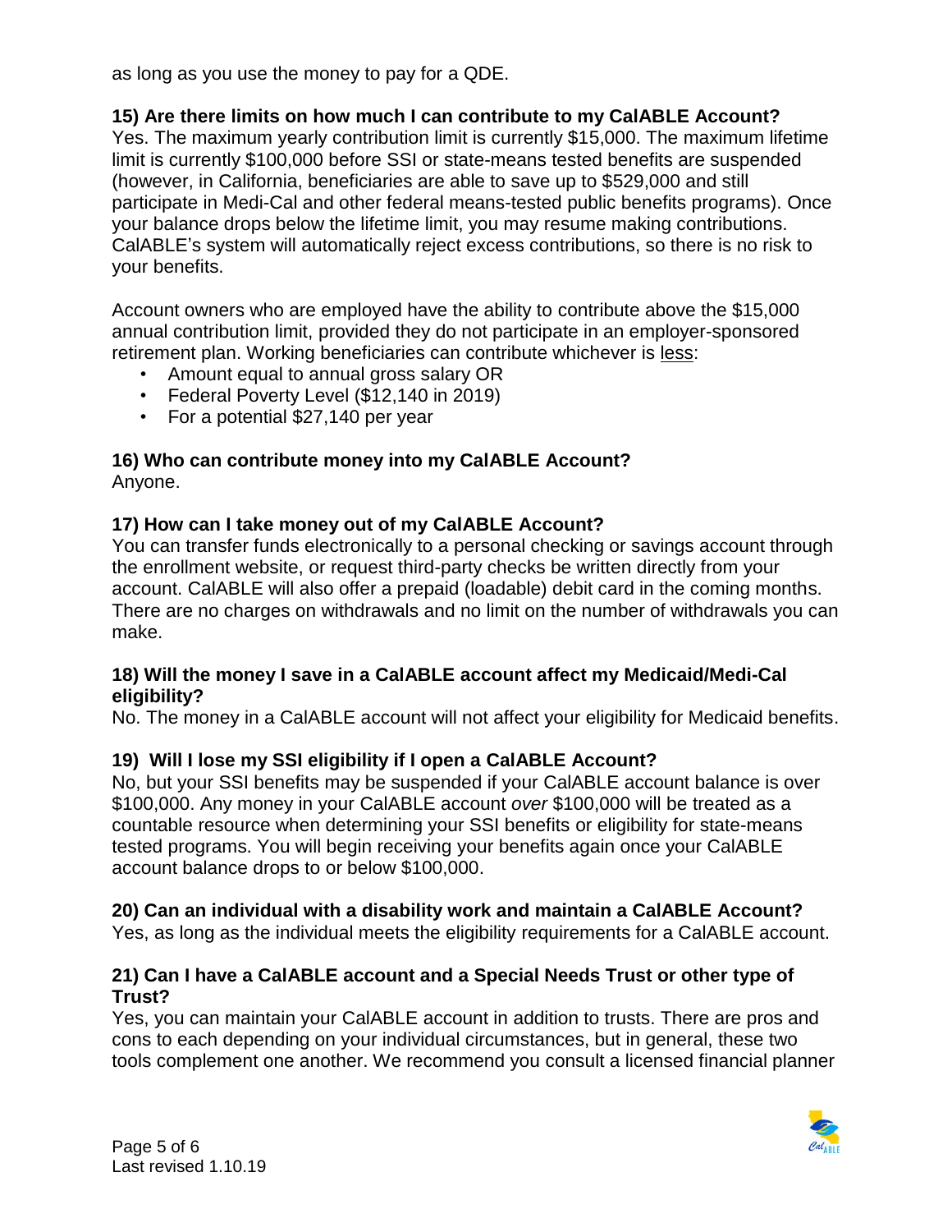as long as you use the money to pay for a QDE.

**15) Are there limits on how much I can contribute to my CalABLE Account?**

Yes. The maximum yearly contribution limit is currently $15,000. The maximum lifetime limit is currently $100,000 before SSI or state-means tested benefits are suspended (however, in California, beneficiaries are able to save up to $529,000 and still participate in Medi-Cal and other federal means-tested public benefits programs). Once your balance drops below the lifetime limit, you may resume making contributions. CalABLE's system will automatically reject excess contributions, so there is no risk to your benefits.

Account owners who are employed have the ability to contribute above the $15,000 annual contribution limit, provided they do not participate in an employer-sponsored retirement plan. Working beneficiaries can contribute whichever is less:

- Amount equal to annual gross salary OR
- Federal Poverty Level ($12,140 in 2019)
- For a potential $27,140 per year

**16) Who can contribute money into my CalABLE Account?**

Anyone.

**17) How can I take money out of my CalABLE Account?**

You can transfer funds electronically to a personal checking or savings account through the enrollment website, or request third-party checks be written directly from your account. CalABLE will also offer a prepaid (loadable) debit card in the coming months. There are no charges on withdrawals and no limit on the number of withdrawals you can make.

**18) Will the money I save in a CalABLE account affect my Medicaid/Medi-Cal eligibility?**

No. The money in a CalABLE account will not affect your eligibility for Medicaid benefits.

**19) Will I lose my SSI eligibility if I open a CalABLE Account?**

No, but your SSI benefits may be suspended if your CalABLE account balance is over $100,000. Any money in your CalABLE account *over* $100,000 will be treated as a countable resource when determining your SSI benefits or eligibility for state-means tested programs. You will begin receiving your benefits again once your CalABLE account balance drops to or below $100,000.

**20) Can an individual with a disability work and maintain a CalABLE Account?**

Yes, as long as the individual meets the eligibility requirements for a CalABLE account.

**21) Can I have a CalABLE account and a Special Needs Trust or other type of Trust?**

Yes, you can maintain your CalABLE account in addition to trusts. There are pros and cons to each depending on your individual circumstances, but in general, these two tools complement one another. We recommend you consult a licensed financial planner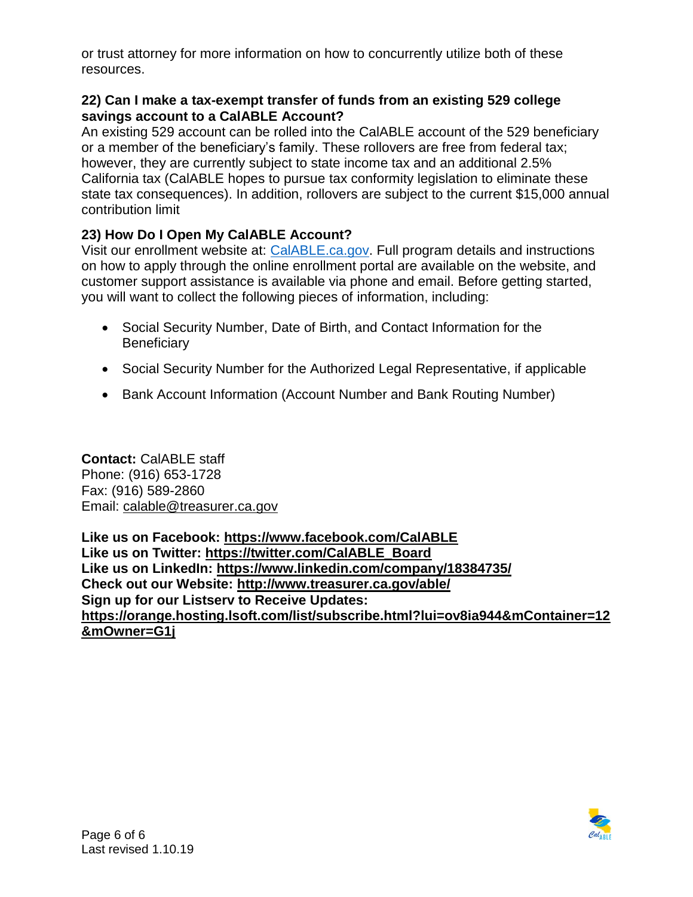or trust attorney for more information on how to concurrently utilize both of these resources.

**22) Can I make a tax-exempt transfer of funds from an existing 529 college savings account to a CalABLE Account?**

An existing 529 account can be rolled into the CalABLE account of the 529 beneficiary or a member of the beneficiary's family. These rollovers are free from federal tax; however, they are currently subject to state income tax and an additional 2.5% California tax (CalABLE hopes to pursue tax conformity legislation to eliminate these state tax consequences). In addition, rollovers are subject to the current $15,000 annual contribution limit

**23) How Do I Open My CalABLE Account?**

Visit our enrollment website at: CalABLE.ca.gov. Full program details and instructions on how to apply through the online enrollment portal are available on the website, and customer support assistance is available via phone and email. Before getting started, you will want to collect the following pieces of information, including:

- Social Security Number, Date of Birth, and Contact Information for the Beneficiary
- Social Security Number for the Authorized Legal Representative, if applicable
- Bank Account Information (Account Number and Bank Routing Number)

**Contact:** CalABLE staff
Phone: (916) 653-1728
Fax: (916) 589-2860
Email: calable@treasurer.ca.gov

**Like us on Facebook: https://www.facebook.com/CalABLE**
**Like us on Twitter: https://twitter.com/CalABLE_Board**
**Like us on LinkedIn: https://www.linkedin.com/company/18384735/**
**Check out our Website: http://www.treasurer.ca.gov/able/**
**Sign up for our Listserv to Receive Updates: https://orange.hosting.lsoft.com/list/subscribe.html?lui=ov8ia944&mContainer=12&mOwner=G1j**

Last revised 1.10.19